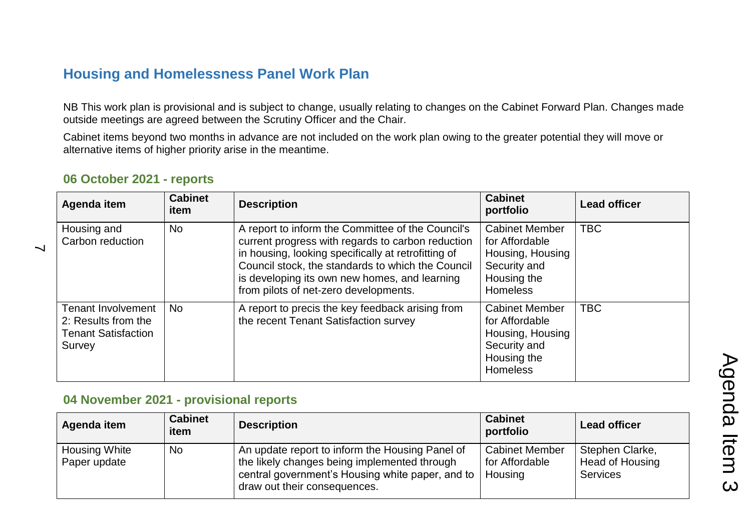# Housing and Homelessness Panel Work Plan

NB This work plan is provisional and is subject to change, usually relating to changes on the Cabinet Forward Plan. Changes made outside meetings are agreed between the Scrutiny Officer and the Chair.

Cabinet items beyond two months in advance are not included on the work plan owing to the greater potential they will move or alternative items of higher priority arise in the meantime.

## 06 October 2021 - reports

| Agenda item | Cabinet item | Description | Cabinet portfolio | Lead officer |
|---|---|---|---|---|
| Housing and Carbon reduction | No | A report to inform the Committee of the Council's current progress with regards to carbon reduction in housing, looking specifically at retrofitting of Council stock, the standards to which the Council is developing its own new homes, and learning from pilots of net-zero developments. | Cabinet Member for Affordable Housing, Housing Security and Housing the Homeless | TBC |
| Tenant Involvement 2: Results from the Tenant Satisfaction Survey | No | A report to precis the key feedback arising from the recent Tenant Satisfaction survey | Cabinet Member for Affordable Housing, Housing Security and Housing the Homeless | TBC |

## 04 November 2021 - provisional reports

| Agenda item | Cabinet item | Description | Cabinet portfolio | Lead officer |
|---|---|---|---|---|
| Housing White Paper update | No | An update report to inform the Housing Panel of the likely changes being implemented through central government's Housing white paper, and to draw out their consequences. | Cabinet Member for Affordable Housing | Stephen Clarke, Head of Housing Services |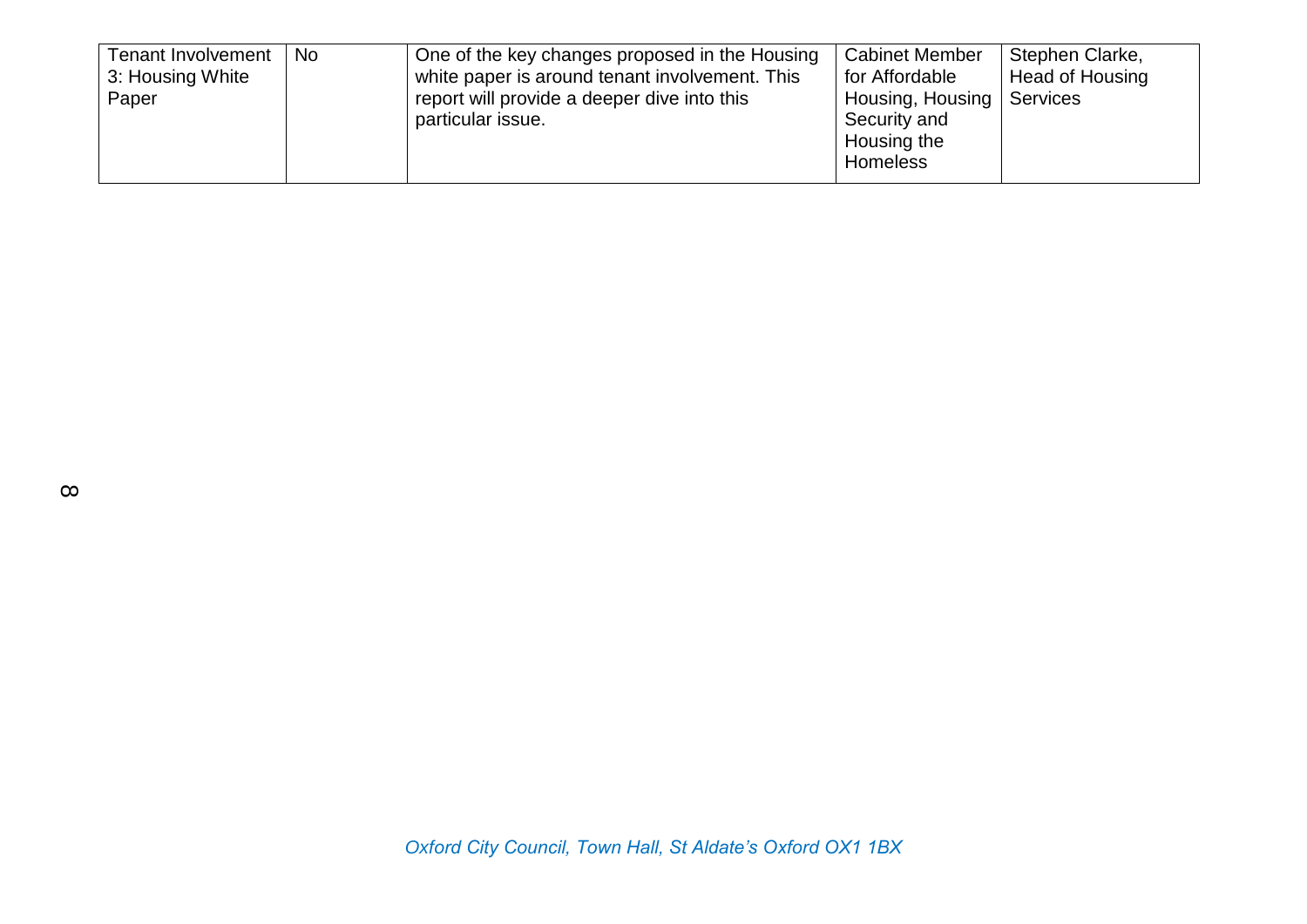| | | | | |
|---|---|---|---|---|
| Tenant Involvement 3: Housing White Paper | No | One of the key changes proposed in the Housing white paper is around tenant involvement. This report will provide a deeper dive into this particular issue. | Cabinet Member for Affordable Housing, Housing Security and Housing the Homeless | Stephen Clarke, Head of Housing Services |

*Oxford City Council, Town Hall, St Aldate's Oxford OX1 1BX*